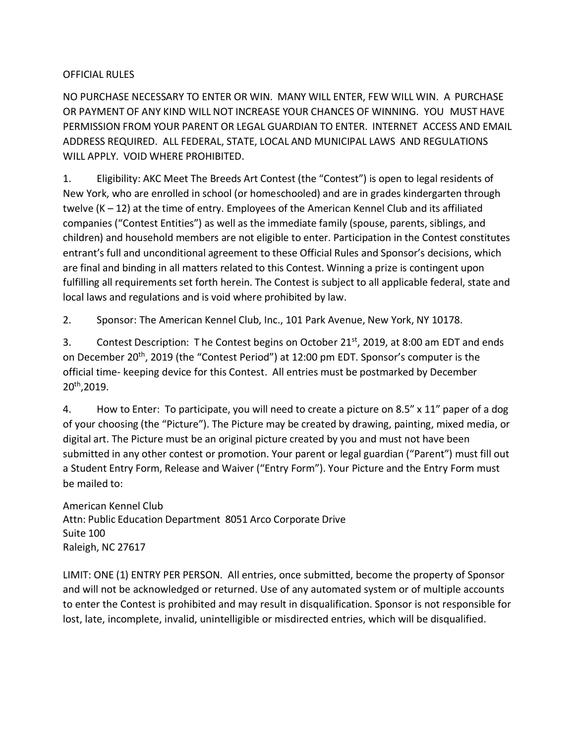# OFFICIAL RULES

NO PURCHASE NECESSARY TO ENTER OR WIN. MANY WILL ENTER, FEW WILL WIN. A PURCHASE OR PAYMENT OF ANY KIND WILL NOT INCREASE YOUR CHANCES OF WINNING. YOU MUST HAVE PERMISSION FROM YOUR PARENT OR LEGAL GUARDIAN TO ENTER. INTERNET ACCESS AND EMAIL ADDRESS REQUIRED. ALL FEDERAL, STATE, LOCAL AND MUNICIPAL LAWS AND REGULATIONS WILL APPLY. VOID WHERE PROHIBITED.

1. Eligibility: AKC Meet The Breeds Art Contest (the "Contest") is open to legal residents of New York, who are enrolled in school (or homeschooled) and are in grades kindergarten through twelve (K – 12) at the time of entry. Employees of the American Kennel Club and its affiliated companies ("Contest Entities") as well as the immediate family (spouse, parents, siblings, and children) and household members are not eligible to enter. Participation in the Contest constitutes entrant's full and unconditional agreement to these Official Rules and Sponsor's decisions, which are final and binding in all matters related to this Contest. Winning a prize is contingent upon fulfilling all requirements set forth herein. The Contest is subject to all applicable federal, state and local laws and regulations and is void where prohibited by law.

2. Sponsor: The American Kennel Club, Inc., 101 Park Avenue, New York, NY 10178.

3. Contest Description: T he Contest begins on October 21st, 2019, at 8:00 am EDT and ends on December 20th, 2019 (the "Contest Period") at 12:00 pm EDT. Sponsor's computer is the official time- keeping device for this Contest. All entries must be postmarked by December 20th,2019.

4. How to Enter: To participate, you will need to create a picture on 8.5" x 11" paper of a dog of your choosing (the "Picture"). The Picture may be created by drawing, painting, mixed media, or digital art. The Picture must be an original picture created by you and must not have been submitted in any other contest or promotion. Your parent or legal guardian ("Parent") must fill out a Student Entry Form, Release and Waiver ("Entry Form"). Your Picture and the Entry Form must be mailed to:

American Kennel Club
Attn: Public Education Department 8051 Arco Corporate Drive
Suite 100
Raleigh, NC 27617

LIMIT: ONE (1) ENTRY PER PERSON. All entries, once submitted, become the property of Sponsor and will not be acknowledged or returned. Use of any automated system or of multiple accounts to enter the Contest is prohibited and may result in disqualification. Sponsor is not responsible for lost, late, incomplete, invalid, unintelligible or misdirected entries, which will be disqualified.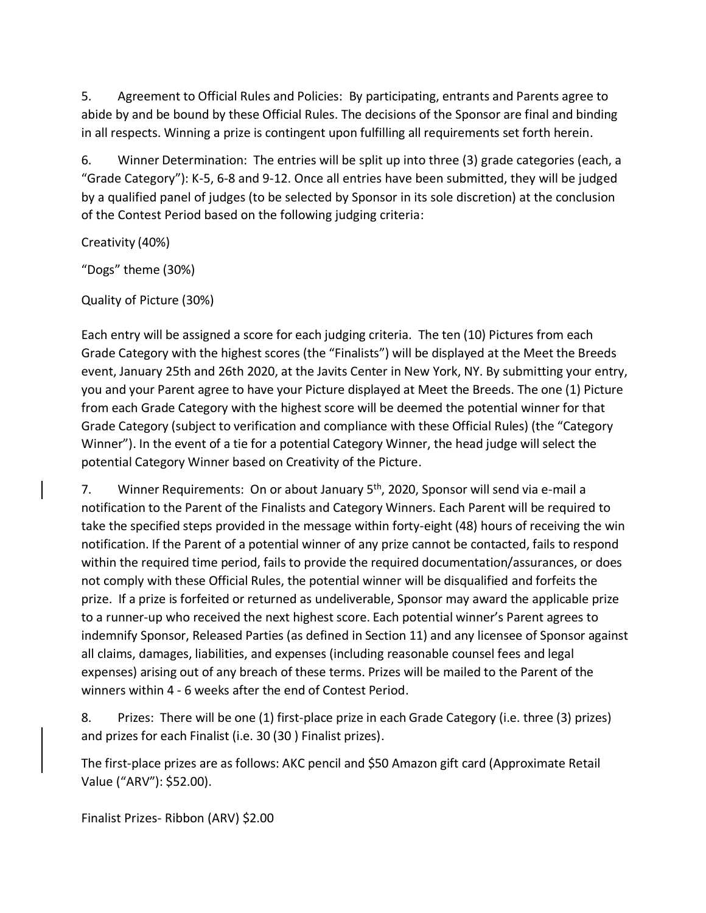5. Agreement to Official Rules and Policies: By participating, entrants and Parents agree to abide by and be bound by these Official Rules. The decisions of the Sponsor are final and binding in all respects. Winning a prize is contingent upon fulfilling all requirements set forth herein.

6. Winner Determination: The entries will be split up into three (3) grade categories (each, a "Grade Category"): K-5, 6-8 and 9-12. Once all entries have been submitted, they will be judged by a qualified panel of judges (to be selected by Sponsor in its sole discretion) at the conclusion of the Contest Period based on the following judging criteria:

Creativity (40%)

"Dogs" theme (30%)

Quality of Picture (30%)

Each entry will be assigned a score for each judging criteria. The ten (10) Pictures from each Grade Category with the highest scores (the "Finalists") will be displayed at the Meet the Breeds event, January 25th and 26th 2020, at the Javits Center in New York, NY. By submitting your entry, you and your Parent agree to have your Picture displayed at Meet the Breeds. The one (1) Picture from each Grade Category with the highest score will be deemed the potential winner for that Grade Category (subject to verification and compliance with these Official Rules) (the "Category Winner"). In the event of a tie for a potential Category Winner, the head judge will select the potential Category Winner based on Creativity of the Picture.

7. Winner Requirements: On or about January 5th, 2020, Sponsor will send via e-mail a notification to the Parent of the Finalists and Category Winners. Each Parent will be required to take the specified steps provided in the message within forty-eight (48) hours of receiving the win notification. If the Parent of a potential winner of any prize cannot be contacted, fails to respond within the required time period, fails to provide the required documentation/assurances, or does not comply with these Official Rules, the potential winner will be disqualified and forfeits the prize. If a prize is forfeited or returned as undeliverable, Sponsor may award the applicable prize to a runner-up who received the next highest score. Each potential winner's Parent agrees to indemnify Sponsor, Released Parties (as defined in Section 11) and any licensee of Sponsor against all claims, damages, liabilities, and expenses (including reasonable counsel fees and legal expenses) arising out of any breach of these terms. Prizes will be mailed to the Parent of the winners within 4 - 6 weeks after the end of Contest Period.

8. Prizes: There will be one (1) first-place prize in each Grade Category (i.e. three (3) prizes) and prizes for each Finalist (i.e. 30 (30 ) Finalist prizes).

The first-place prizes are as follows: AKC pencil and $50 Amazon gift card (Approximate Retail Value ("ARV"): $52.00).

Finalist Prizes- Ribbon (ARV) $2.00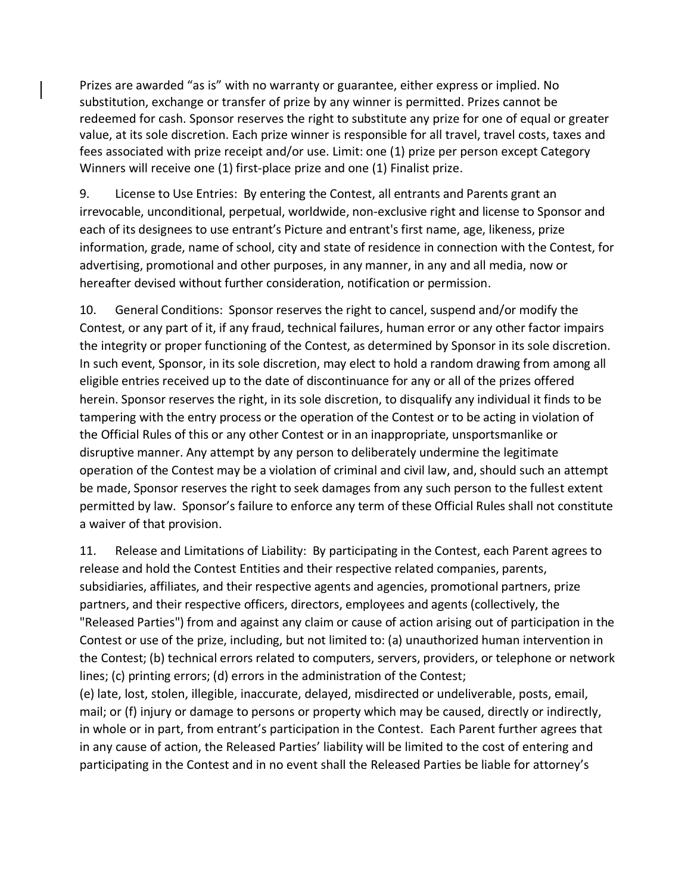Prizes are awarded "as is" with no warranty or guarantee, either express or implied. No substitution, exchange or transfer of prize by any winner is permitted. Prizes cannot be redeemed for cash. Sponsor reserves the right to substitute any prize for one of equal or greater value, at its sole discretion. Each prize winner is responsible for all travel, travel costs, taxes and fees associated with prize receipt and/or use. Limit: one (1) prize per person except Category Winners will receive one (1) first-place prize and one (1) Finalist prize.

9. License to Use Entries: By entering the Contest, all entrants and Parents grant an irrevocable, unconditional, perpetual, worldwide, non-exclusive right and license to Sponsor and each of its designees to use entrant's Picture and entrant's first name, age, likeness, prize information, grade, name of school, city and state of residence in connection with the Contest, for advertising, promotional and other purposes, in any manner, in any and all media, now or hereafter devised without further consideration, notification or permission.

10. General Conditions: Sponsor reserves the right to cancel, suspend and/or modify the Contest, or any part of it, if any fraud, technical failures, human error or any other factor impairs the integrity or proper functioning of the Contest, as determined by Sponsor in its sole discretion. In such event, Sponsor, in its sole discretion, may elect to hold a random drawing from among all eligible entries received up to the date of discontinuance for any or all of the prizes offered herein. Sponsor reserves the right, in its sole discretion, to disqualify any individual it finds to be tampering with the entry process or the operation of the Contest or to be acting in violation of the Official Rules of this or any other Contest or in an inappropriate, unsportsmanlike or disruptive manner. Any attempt by any person to deliberately undermine the legitimate operation of the Contest may be a violation of criminal and civil law, and, should such an attempt be made, Sponsor reserves the right to seek damages from any such person to the fullest extent permitted by law. Sponsor's failure to enforce any term of these Official Rules shall not constitute a waiver of that provision.

11. Release and Limitations of Liability: By participating in the Contest, each Parent agrees to release and hold the Contest Entities and their respective related companies, parents, subsidiaries, affiliates, and their respective agents and agencies, promotional partners, prize partners, and their respective officers, directors, employees and agents (collectively, the "Released Parties") from and against any claim or cause of action arising out of participation in the Contest or use of the prize, including, but not limited to: (a) unauthorized human intervention in the Contest; (b) technical errors related to computers, servers, providers, or telephone or network lines; (c) printing errors; (d) errors in the administration of the Contest;
(e) late, lost, stolen, illegible, inaccurate, delayed, misdirected or undeliverable, posts, email, mail; or (f) injury or damage to persons or property which may be caused, directly or indirectly, in whole or in part, from entrant's participation in the Contest. Each Parent further agrees that in any cause of action, the Released Parties' liability will be limited to the cost of entering and participating in the Contest and in no event shall the Released Parties be liable for attorney's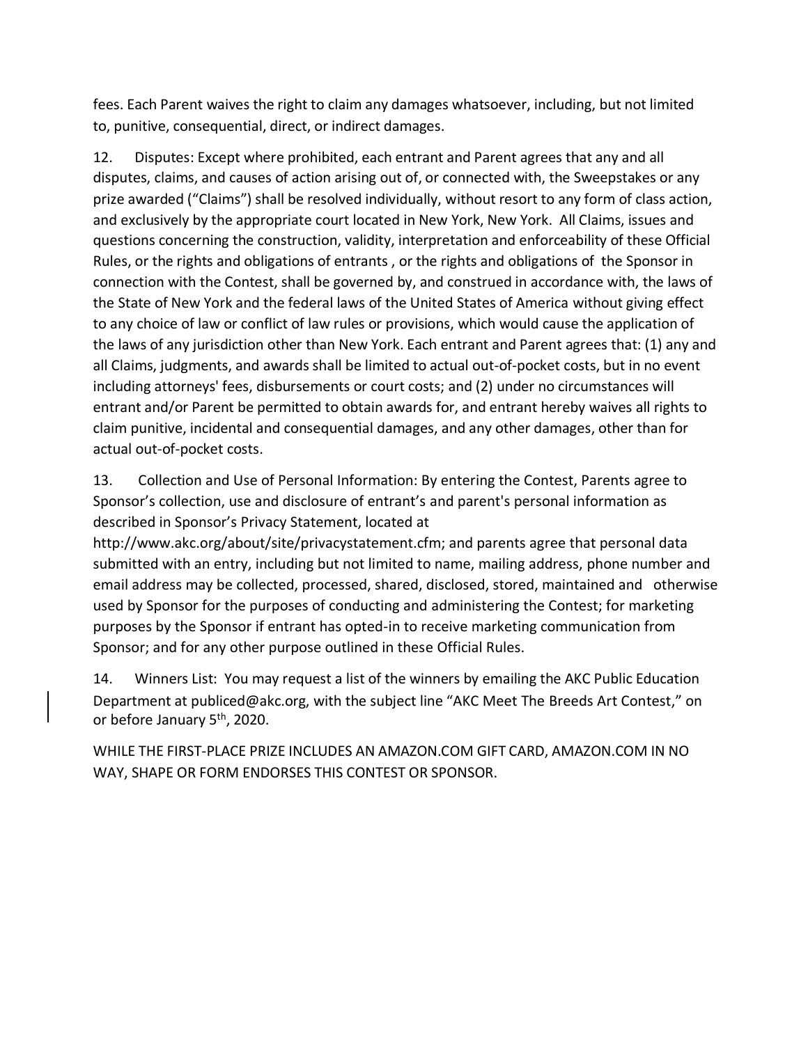fees. Each Parent waives the right to claim any damages whatsoever, including, but not limited to, punitive, consequential, direct, or indirect damages.

12. Disputes: Except where prohibited, each entrant and Parent agrees that any and all disputes, claims, and causes of action arising out of, or connected with, the Sweepstakes or any prize awarded ("Claims") shall be resolved individually, without resort to any form of class action, and exclusively by the appropriate court located in New York, New York. All Claims, issues and questions concerning the construction, validity, interpretation and enforceability of these Official Rules, or the rights and obligations of entrants , or the rights and obligations of the Sponsor in connection with the Contest, shall be governed by, and construed in accordance with, the laws of the State of New York and the federal laws of the United States of America without giving effect to any choice of law or conflict of law rules or provisions, which would cause the application of the laws of any jurisdiction other than New York. Each entrant and Parent agrees that: (1) any and all Claims, judgments, and awards shall be limited to actual out-of-pocket costs, but in no event including attorneys' fees, disbursements or court costs; and (2) under no circumstances will entrant and/or Parent be permitted to obtain awards for, and entrant hereby waives all rights to claim punitive, incidental and consequential damages, and any other damages, other than for actual out-of-pocket costs.

13. Collection and Use of Personal Information: By entering the Contest, Parents agree to Sponsor's collection, use and disclosure of entrant's and parent's personal information as described in Sponsor's Privacy Statement, located at http://www.akc.org/about/site/privacystatement.cfm; and parents agree that personal data submitted with an entry, including but not limited to name, mailing address, phone number and email address may be collected, processed, shared, disclosed, stored, maintained and otherwise used by Sponsor for the purposes of conducting and administering the Contest; for marketing purposes by the Sponsor if entrant has opted-in to receive marketing communication from Sponsor; and for any other purpose outlined in these Official Rules.

14. Winners List: You may request a list of the winners by emailing the AKC Public Education Department at publiced@akc.org, with the subject line "AKC Meet The Breeds Art Contest," on or before January 5th, 2020.

WHILE THE FIRST-PLACE PRIZE INCLUDES AN AMAZON.COM GIFT CARD, AMAZON.COM IN NO WAY, SHAPE OR FORM ENDORSES THIS CONTEST OR SPONSOR.